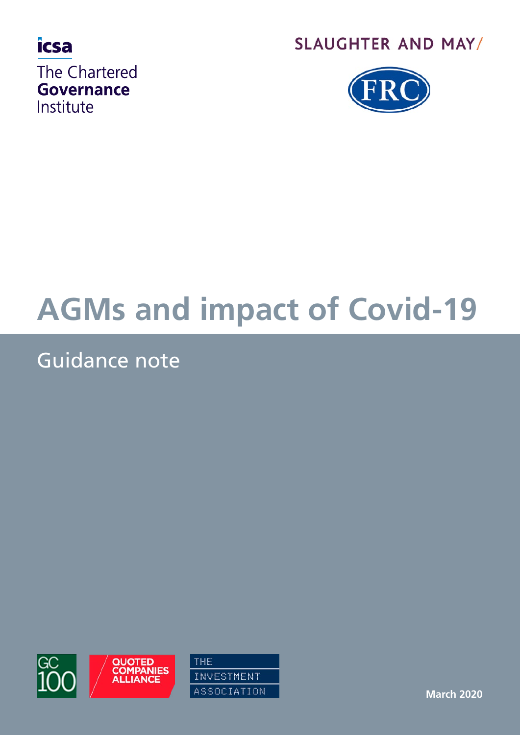icsa

The Chartered **Governance** Institute

SLAUGHTER AND MAY/

FRC

# AGMs and impact of Covid-19

## Guidance note

GC 100

QUOTED COMPANIES ALLIANCE

THE INVESTMENT ASSOCIATION

**March 2020**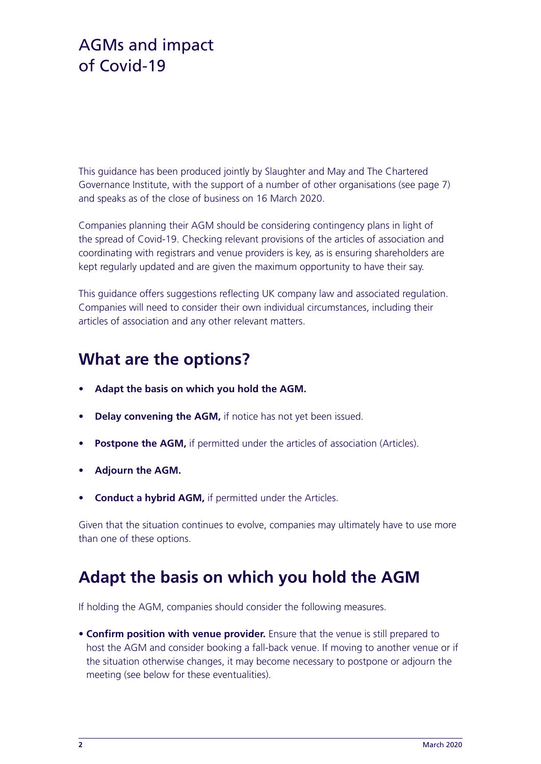# AGMs and impact of Covid-19

This guidance has been produced jointly by Slaughter and May and The Chartered Governance Institute, with the support of a number of other organisations (see page 7) and speaks as of the close of business on 16 March 2020.

Companies planning their AGM should be considering contingency plans in light of the spread of Covid-19. Checking relevant provisions of the articles of association and coordinating with registrars and venue providers is key, as is ensuring shareholders are kept regularly updated and are given the maximum opportunity to have their say.

This guidance offers suggestions reflecting UK company law and associated regulation. Companies will need to consider their own individual circumstances, including their articles of association and any other relevant matters.

## What are the options?

- **Adapt the basis on which you hold the AGM.**
- **Delay convening the AGM,** if notice has not yet been issued.
- **Postpone the AGM,** if permitted under the articles of association (Articles).
- **Adjourn the AGM.**
- **Conduct a hybrid AGM,** if permitted under the Articles.

Given that the situation continues to evolve, companies may ultimately have to use more than one of these options.

## Adapt the basis on which you hold the AGM

If holding the AGM, companies should consider the following measures.

- **Confirm position with venue provider.** Ensure that the venue is still prepared to host the AGM and consider booking a fall-back venue. If moving to another venue or if the situation otherwise changes, it may become necessary to postpone or adjourn the meeting (see below for these eventualities).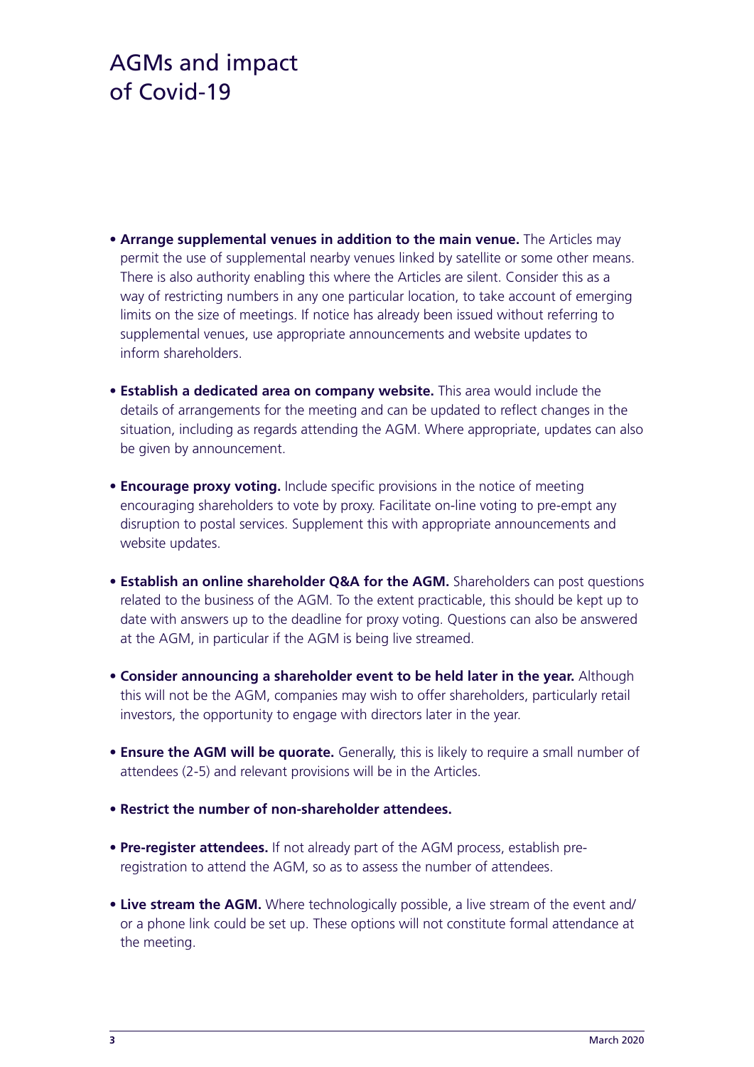# AGMs and impact of Covid-19

- **Arrange supplemental venues in addition to the main venue.** The Articles may permit the use of supplemental nearby venues linked by satellite or some other means. There is also authority enabling this where the Articles are silent. Consider this as a way of restricting numbers in any one particular location, to take account of emerging limits on the size of meetings. If notice has already been issued without referring to supplemental venues, use appropriate announcements and website updates to inform shareholders.

- **Establish a dedicated area on company website.** This area would include the details of arrangements for the meeting and can be updated to reflect changes in the situation, including as regards attending the AGM. Where appropriate, updates can also be given by announcement.

- **Encourage proxy voting.** Include specific provisions in the notice of meeting encouraging shareholders to vote by proxy. Facilitate on-line voting to pre-empt any disruption to postal services. Supplement this with appropriate announcements and website updates.

- **Establish an online shareholder Q&A for the AGM.** Shareholders can post questions related to the business of the AGM. To the extent practicable, this should be kept up to date with answers up to the deadline for proxy voting. Questions can also be answered at the AGM, in particular if the AGM is being live streamed.

- **Consider announcing a shareholder event to be held later in the year.** Although this will not be the AGM, companies may wish to offer shareholders, particularly retail investors, the opportunity to engage with directors later in the year.

- **Ensure the AGM will be quorate.** Generally, this is likely to require a small number of attendees (2-5) and relevant provisions will be in the Articles.

- **Restrict the number of non-shareholder attendees.**

- **Pre-register attendees.** If not already part of the AGM process, establish pre-registration to attend the AGM, so as to assess the number of attendees.

- **Live stream the AGM.** Where technologically possible, a live stream of the event and/or a phone link could be set up. These options will not constitute formal attendance at the meeting.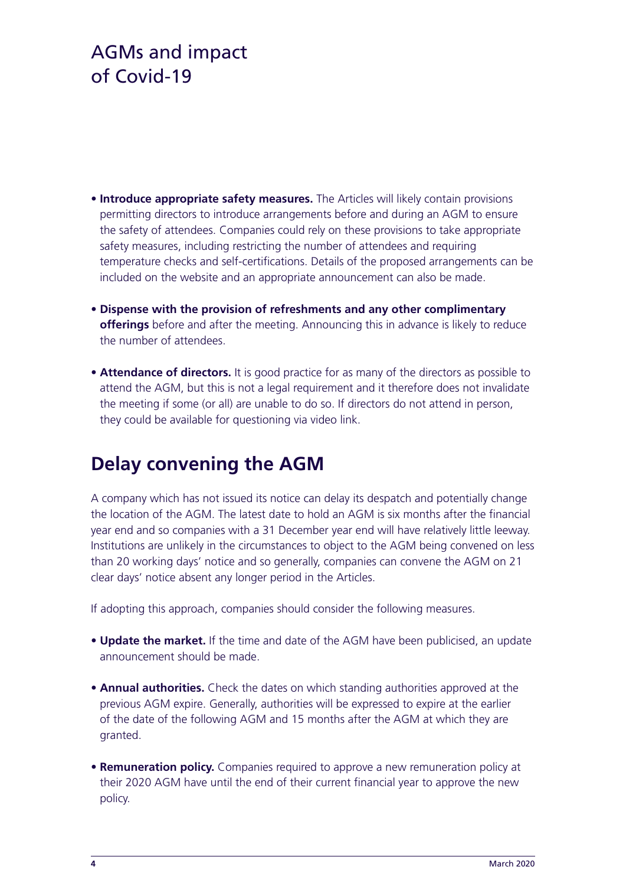- **Introduce appropriate safety measures.** The Articles will likely contain provisions permitting directors to introduce arrangements before and during an AGM to ensure the safety of attendees. Companies could rely on these provisions to take appropriate safety measures, including restricting the number of attendees and requiring temperature checks and self-certifications. Details of the proposed arrangements can be included on the website and an appropriate announcement can also be made.

- **Dispense with the provision of refreshments and any other complimentary offerings** before and after the meeting. Announcing this in advance is likely to reduce the number of attendees.

- **Attendance of directors.** It is good practice for as many of the directors as possible to attend the AGM, but this is not a legal requirement and it therefore does not invalidate the meeting if some (or all) are unable to do so. If directors do not attend in person, they could be available for questioning via video link.

## Delay convening the AGM

A company which has not issued its notice can delay its despatch and potentially change the location of the AGM. The latest date to hold an AGM is six months after the financial year end and so companies with a 31 December year end will have relatively little leeway. Institutions are unlikely in the circumstances to object to the AGM being convened on less than 20 working days' notice and so generally, companies can convene the AGM on 21 clear days' notice absent any longer period in the Articles.

If adopting this approach, companies should consider the following measures.

- **Update the market.** If the time and date of the AGM have been publicised, an update announcement should be made.

- **Annual authorities.** Check the dates on which standing authorities approved at the previous AGM expire. Generally, authorities will be expressed to expire at the earlier of the date of the following AGM and 15 months after the AGM at which they are granted.

- **Remuneration policy.** Companies required to approve a new remuneration policy at their 2020 AGM have until the end of their current financial year to approve the new policy.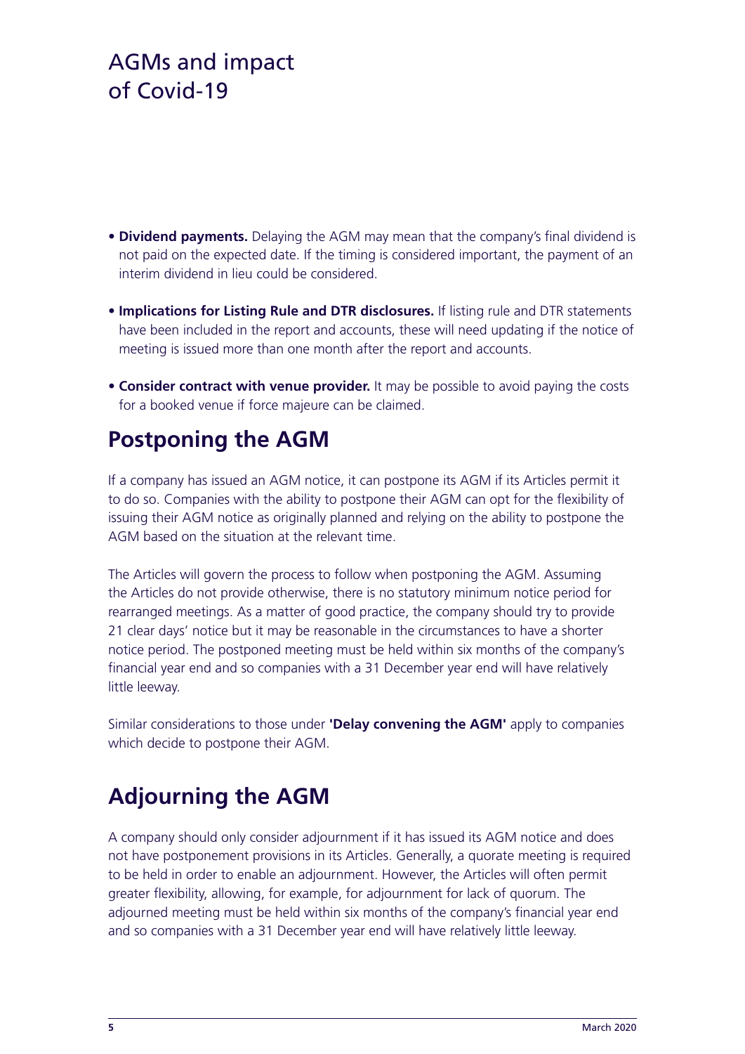- **Dividend payments.** Delaying the AGM may mean that the company's final dividend is not paid on the expected date. If the timing is considered important, the payment of an interim dividend in lieu could be considered.
- **Implications for Listing Rule and DTR disclosures.** If listing rule and DTR statements have been included in the report and accounts, these will need updating if the notice of meeting is issued more than one month after the report and accounts.
- **Consider contract with venue provider.** It may be possible to avoid paying the costs for a booked venue if force majeure can be claimed.

## Postponing the AGM

If a company has issued an AGM notice, it can postpone its AGM if its Articles permit it to do so. Companies with the ability to postpone their AGM can opt for the flexibility of issuing their AGM notice as originally planned and relying on the ability to postpone the AGM based on the situation at the relevant time.

The Articles will govern the process to follow when postponing the AGM. Assuming the Articles do not provide otherwise, there is no statutory minimum notice period for rearranged meetings. As a matter of good practice, the company should try to provide 21 clear days' notice but it may be reasonable in the circumstances to have a shorter notice period. The postponed meeting must be held within six months of the company's financial year end and so companies with a 31 December year end will have relatively little leeway.

Similar considerations to those under **'Delay convening the AGM'** apply to companies which decide to postpone their AGM.

## Adjourning the AGM

A company should only consider adjournment if it has issued its AGM notice and does not have postponement provisions in its Articles. Generally, a quorate meeting is required to be held in order to enable an adjournment. However, the Articles will often permit greater flexibility, allowing, for example, for adjournment for lack of quorum. The adjourned meeting must be held within six months of the company's financial year end and so companies with a 31 December year end will have relatively little leeway.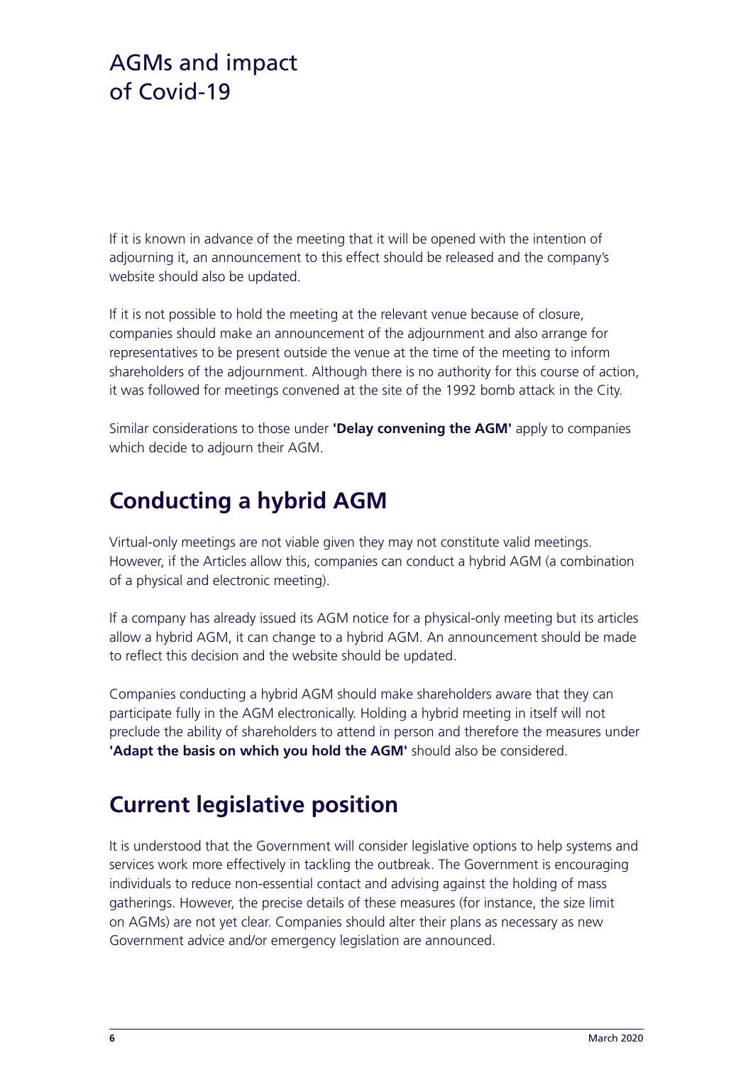If it is known in advance of the meeting that it will be opened with the intention of adjourning it, an announcement to this effect should be released and the company's website should also be updated.

If it is not possible to hold the meeting at the relevant venue because of closure, companies should make an announcement of the adjournment and also arrange for representatives to be present outside the venue at the time of the meeting to inform shareholders of the adjournment. Although there is no authority for this course of action, it was followed for meetings convened at the site of the 1992 bomb attack in the City.

Similar considerations to those under **'Delay convening the AGM'** apply to companies which decide to adjourn their AGM.

## Conducting a hybrid AGM

Virtual-only meetings are not viable given they may not constitute valid meetings. However, if the Articles allow this, companies can conduct a hybrid AGM (a combination of a physical and electronic meeting).

If a company has already issued its AGM notice for a physical-only meeting but its articles allow a hybrid AGM, it can change to a hybrid AGM. An announcement should be made to reflect this decision and the website should be updated.

Companies conducting a hybrid AGM should make shareholders aware that they can participate fully in the AGM electronically. Holding a hybrid meeting in itself will not preclude the ability of shareholders to attend in person and therefore the measures under **'Adapt the basis on which you hold the AGM'** should also be considered.

## Current legislative position

It is understood that the Government will consider legislative options to help systems and services work more effectively in tackling the outbreak. The Government is encouraging individuals to reduce non-essential contact and advising against the holding of mass gatherings. However, the precise details of these measures (for instance, the size limit on AGMs) are not yet clear. Companies should alter their plans as necessary as new Government advice and/or emergency legislation are announced.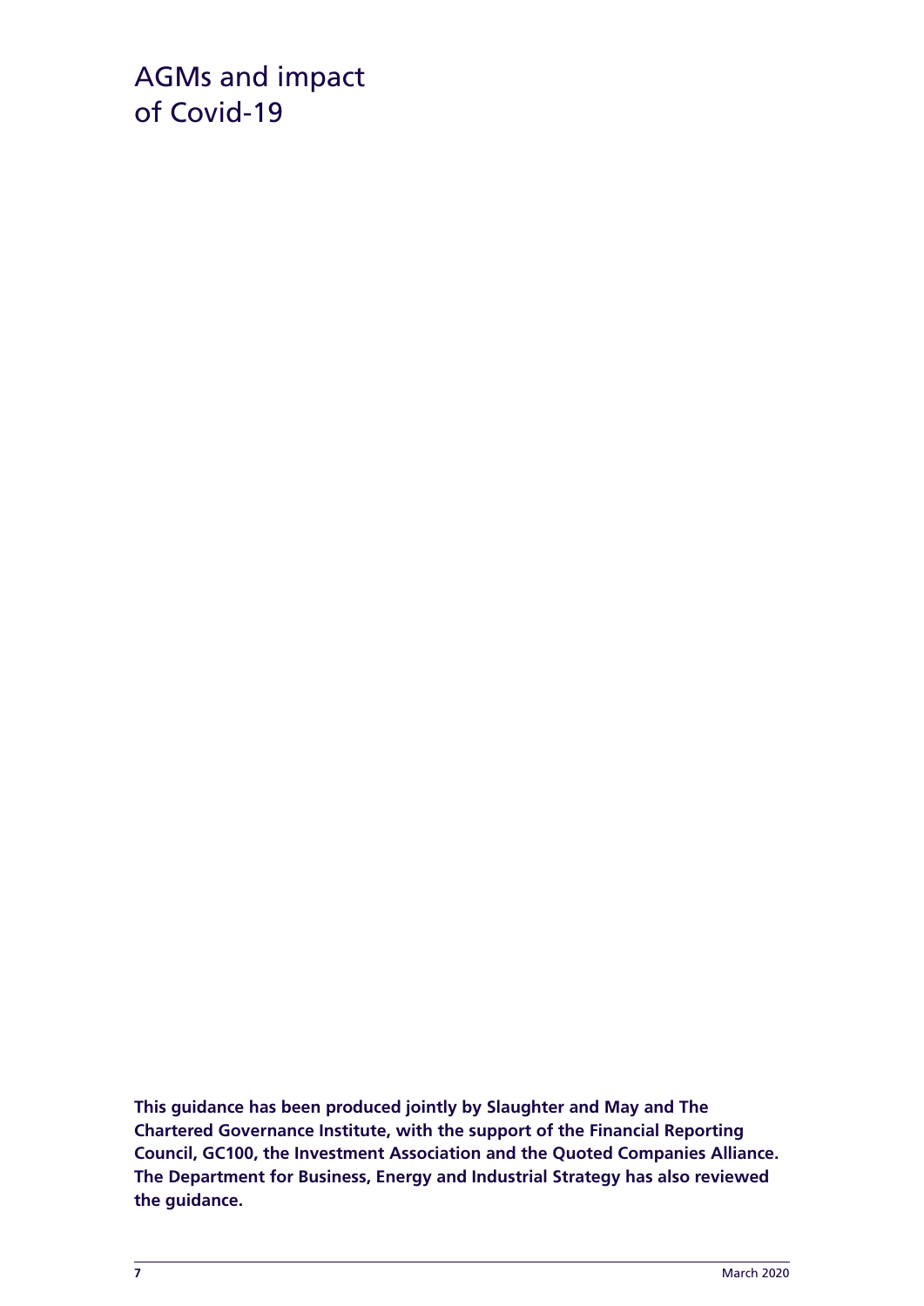# AGMs and impact of Covid-19

**This guidance has been produced jointly by Slaughter and May and The Chartered Governance Institute, with the support of the Financial Reporting Council, GC100, the Investment Association and the Quoted Companies Alliance. The Department for Business, Energy and Industrial Strategy has also reviewed the guidance.**